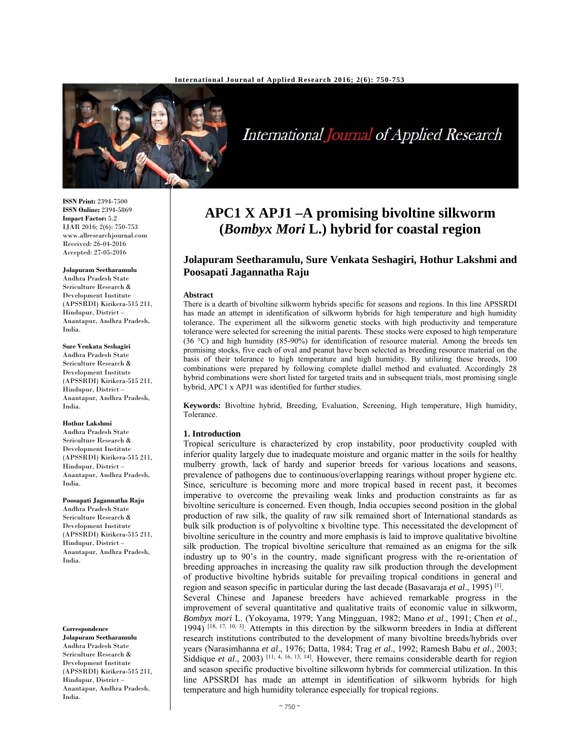# APC1 X APJ1 –A promising bivoltine silkworm (*Bombyx Mori* L.) hybrid for coastal region

**Jolapuram Seetharamulu, Sure Venkata Seshagiri, Hothur Lakshmi and Poosapati Jagannatha Raju**

**ISSN Print:** 2394-7500
**ISSN Online:** 2394-5869
**Impact Factor:** 5.2
IJAR 2016; 2(6): 750-753
www.allresearchjournal.com
Received: 26-04-2016
Accepted: 27-05-2016

**Jolapuram Seetharamulu**
Andhra Pradesh State Sericulture Research & Development Institute (APSSRDI) Kirikera-515 211, Hindupur, District – Anantapur, Andhra Pradesh, India.

**Sure Venkata Seshagiri**
Andhra Pradesh State Sericulture Research & Development Institute (APSSRDI) Kirikera-515 211, Hindupur, District – Anantapur, Andhra Pradesh, India.

**Hothur Lakshmi**
Andhra Pradesh State Sericulture Research & Development Institute (APSSRDI) Kirikera-515 211, Hindupur, District – Anantapur, Andhra Pradesh, India.

**Poosapati Jagannatha Raju**
Andhra Pradesh State Sericulture Research & Development Institute (APSSRDI) Kirikera-515 211, Hindupur, District – Anantapur, Andhra Pradesh, India.

**Correspondence**
**Jolapuram Seetharamulu**
Andhra Pradesh State Sericulture Research & Development Institute (APSSRDI) Kirikera-515 211, Hindupur, District – Anantapur, Andhra Pradesh, India.

## Abstract

There is a dearth of bivoltine silkworm hybrids specific for seasons and regions. In this line APSSRDI has made an attempt in identification of silkworm hybrids for high temperature and high humidity tolerance. The experiment all the silkworm genetic stocks with high productivity and temperature tolerance were selected for screening the initial parents. These stocks were exposed to high temperature (36 °C) and high humidity (85-90%) for identification of resource material. Among the breeds ten promising stocks, five each of oval and peanut have been selected as breeding resource material on the basis of their tolerance to high temperature and high humidity. By utilizing these breeds, 100 combinations were prepared by following complete diallel method and evaluated. Accordingly 28 hybrid combinations were short listed for targeted traits and in subsequent trials, most promising single hybrid, APC1 x APJ1 was identified for further studies.

**Keywords:** Bivoltine hybrid, Breeding, Evaluation, Screening, High temperature, High humidity, Tolerance.

## 1. Introduction

Tropical sericulture is characterized by crop instability, poor productivity coupled with inferior quality largely due to inadequate moisture and organic matter in the soils for healthy mulberry growth, lack of hardy and superior breeds for various locations and seasons, prevalence of pathogens due to continuous/overlapping rearings without proper hygiene etc. Since, sericulture is becoming more and more tropical based in recent past, it becomes imperative to overcome the prevailing weak links and production constraints as far as bivoltine sericulture is concerned. Even though, India occupies second position in the global production of raw silk, the quality of raw silk remained short of International standards as bulk silk production is of polyvoltine x bivoltine type. This necessitated the development of bivoltine sericulture in the country and more emphasis is laid to improve qualitative bivoltine silk production. The tropical bivoltine sericulture that remained as an enigma for the silk industry up to 90's in the country, made significant progress with the re-orientation of breeding approaches in increasing the quality raw silk production through the development of productive bivoltine hybrids suitable for prevailing tropical conditions in general and region and season specific in particular during the last decade (Basavaraja *et al*., 1995) [1].

Several Chinese and Japanese breeders have achieved remarkable progress in the improvement of several quantitative and qualitative traits of economic value in silkworm, *Bombyx mori* L. (Yokoyama, 1979; Yang Mingguan, 1982; Mano *et al*., 1991; Chen *et al*., 1994) [18, 17, 10, 3]. Attempts in this direction by the silkworm breeders in India at different research institutions contributed to the development of many bivoltine breeds/hybrids over years (Narasimhanna *et al*., 1976; Datta, 1984; Trag *et al*., 1992; Ramesh Babu *et al*., 2003; Siddique *et al*., 2003) [11, 4, 16, 13, 14]. However, there remains considerable dearth for region and season specific productive bivoltine silkworm hybrids for commercial utilization. In this line APSSRDI has made an attempt in identification of silkworm hybrids for high temperature and high humidity tolerance especially for tropical regions.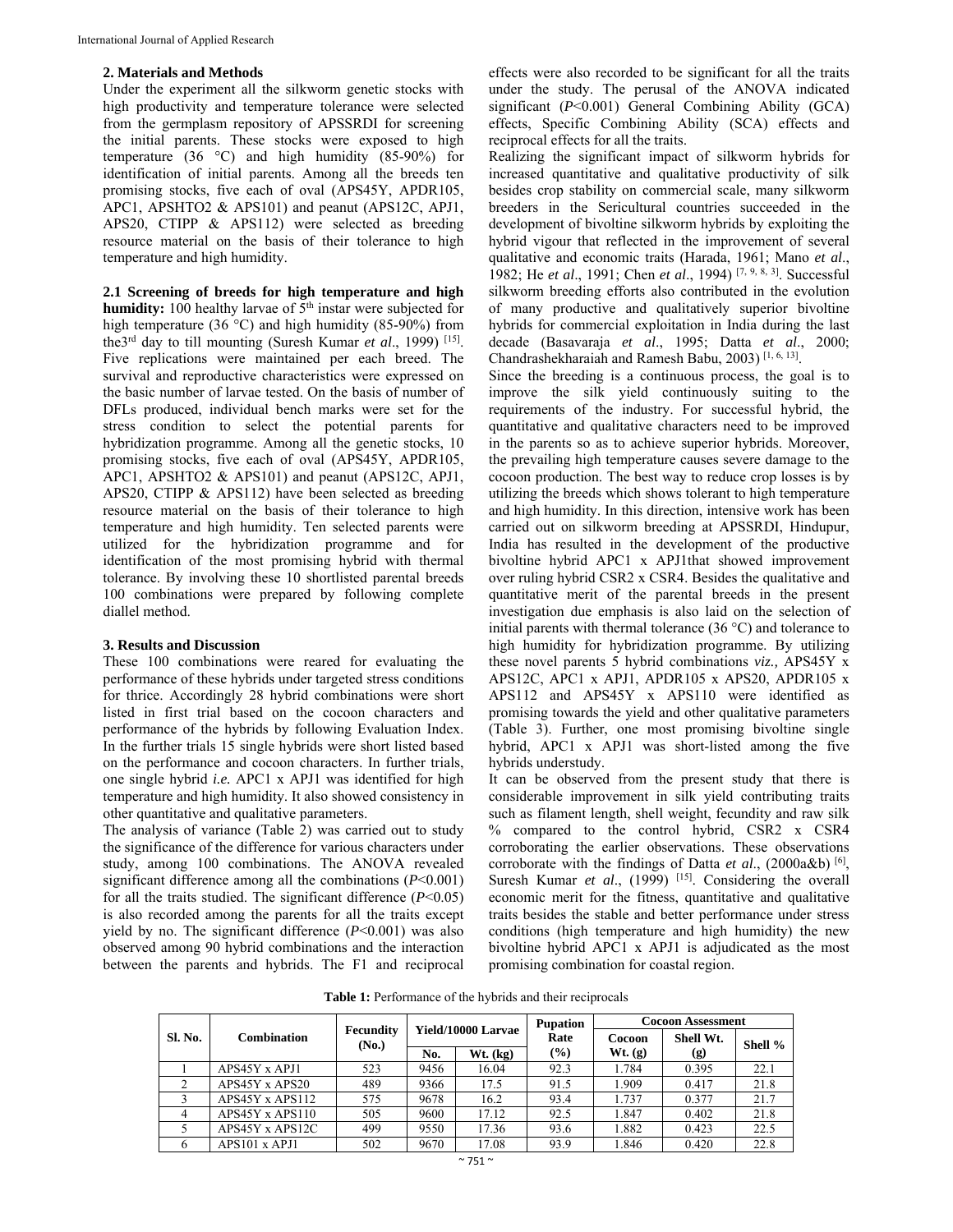## 2. Materials and Methods

Under the experiment all the silkworm genetic stocks with high productivity and temperature tolerance were selected from the germplasm repository of APSSRDI for screening the initial parents. These stocks were exposed to high temperature (36 °C) and high humidity (85-90%) for identification of initial parents. Among all the breeds ten promising stocks, five each of oval (APS45Y, APDR105, APC1, APSHTO2 & APS101) and peanut (APS12C, APJ1, APS20, CTIPP & APS112) were selected as breeding resource material on the basis of their tolerance to high temperature and high humidity.

**2.1 Screening of breeds for high temperature and high humidity:** 100 healthy larvae of 5th instar were subjected for high temperature (36 °C) and high humidity (85-90%) from the3rd day to till mounting (Suresh Kumar *et al*., 1999) [15]. Five replications were maintained per each breed. The survival and reproductive characteristics were expressed on the basic number of larvae tested. On the basis of number of DFLs produced, individual bench marks were set for the stress condition to select the potential parents for hybridization programme. Among all the genetic stocks, 10 promising stocks, five each of oval (APS45Y, APDR105, APC1, APSHTO2 & APS101) and peanut (APS12C, APJ1, APS20, CTIPP & APS112) have been selected as breeding resource material on the basis of their tolerance to high temperature and high humidity. Ten selected parents were utilized for the hybridization programme and for identification of the most promising hybrid with thermal tolerance. By involving these 10 shortlisted parental breeds 100 combinations were prepared by following complete diallel method.

## 3. Results and Discussion

These 100 combinations were reared for evaluating the performance of these hybrids under targeted stress conditions for thrice. Accordingly 28 hybrid combinations were short listed in first trial based on the cocoon characters and performance of the hybrids by following Evaluation Index. In the further trials 15 single hybrids were short listed based on the performance and cocoon characters. In further trials, one single hybrid *i.e.* APC1 x APJ1 was identified for high temperature and high humidity. It also showed consistency in other quantitative and qualitative parameters.

The analysis of variance (Table 2) was carried out to study the significance of the difference for various characters under study, among 100 combinations. The ANOVA revealed significant difference among all the combinations ($P<0.001$) for all the traits studied. The significant difference ($P<0.05$) is also recorded among the parents for all the traits except yield by no. The significant difference ($P<0.001$) was also observed among 90 hybrid combinations and the interaction between the parents and hybrids. The F1 and reciprocal effects were also recorded to be significant for all the traits under the study. The perusal of the ANOVA indicated significant ($P<0.001$) General Combining Ability (GCA) effects, Specific Combining Ability (SCA) effects and reciprocal effects for all the traits.

Realizing the significant impact of silkworm hybrids for increased quantitative and qualitative productivity of silk besides crop stability on commercial scale, many silkworm breeders in the Sericultural countries succeeded in the development of bivoltine silkworm hybrids by exploiting the hybrid vigour that reflected in the improvement of several qualitative and economic traits (Harada, 1961; Mano *et al*., 1982; He *et al*., 1991; Chen *et al*., 1994) [7, 9, 8, 3]. Successful silkworm breeding efforts also contributed in the evolution of many productive and qualitatively superior bivoltine hybrids for commercial exploitation in India during the last decade (Basavaraja *et al*., 1995; Datta *et al*., 2000; Chandrashekharaiah and Ramesh Babu, 2003) [1, 6, 13].

Since the breeding is a continuous process, the goal is to improve the silk yield continuously suiting to the requirements of the industry. For successful hybrid, the quantitative and qualitative characters need to be improved in the parents so as to achieve superior hybrids. Moreover, the prevailing high temperature causes severe damage to the cocoon production. The best way to reduce crop losses is by utilizing the breeds which shows tolerant to high temperature and high humidity. In this direction, intensive work has been carried out on silkworm breeding at APSSRDI, Hindupur, India has resulted in the development of the productive bivoltine hybrid APC1 x APJ1that showed improvement over ruling hybrid CSR2 x CSR4. Besides the qualitative and quantitative merit of the parental breeds in the present investigation due emphasis is also laid on the selection of initial parents with thermal tolerance (36 °C) and tolerance to high humidity for hybridization programme. By utilizing these novel parents 5 hybrid combinations *viz.,* APS45Y x APS12C, APC1 x APJ1, APDR105 x APS20, APDR105 x APS112 and APS45Y x APS110 were identified as promising towards the yield and other qualitative parameters (Table 3). Further, one most promising bivoltine single hybrid, APC1 x APJ1 was short-listed among the five hybrids understudy.

It can be observed from the present study that there is considerable improvement in silk yield contributing traits such as filament length, shell weight, fecundity and raw silk % compared to the control hybrid, CSR2 x CSR4 corroborating the earlier observations. These observations corroborate with the findings of Datta *et al*., (2000a&b) [6], Suresh Kumar *et al*., (1999) [15]. Considering the overall economic merit for the fitness, quantitative and qualitative traits besides the stable and better performance under stress conditions (high temperature and high humidity) the new bivoltine hybrid APC1 x APJ1 is adjudicated as the most promising combination for coastal region.

**Table 1:** Performance of the hybrids and their reciprocals

| Sl. No. | Combination | Fecundity (No.) | Yield/10000 Larvae | | Pupation Rate (%) | Cocoon Assessment | | |
|---|---|---|---|---|---|---|---|---|
| | | | No. | Wt. (kg) | | Cocoon Wt. (g) | Shell Wt. (g) | Shell % |
| 1 | APS45Y x APJ1 | 523 | 9456 | 16.04 | 92.3 | 1.784 | 0.395 | 22.1 |
| 2 | APS45Y x APS20 | 489 | 9366 | 17.5 | 91.5 | 1.909 | 0.417 | 21.8 |
| 3 | APS45Y x APS112 | 575 | 9678 | 16.2 | 93.4 | 1.737 | 0.377 | 21.7 |
| 4 | APS45Y x APS110 | 505 | 9600 | 17.12 | 92.5 | 1.847 | 0.402 | 21.8 |
| 5 | APS45Y x APS12C | 499 | 9550 | 17.36 | 93.6 | 1.882 | 0.423 | 22.5 |
| 6 | APS101 x APJ1 | 502 | 9670 | 17.08 | 93.9 | 1.846 | 0.420 | 22.8 |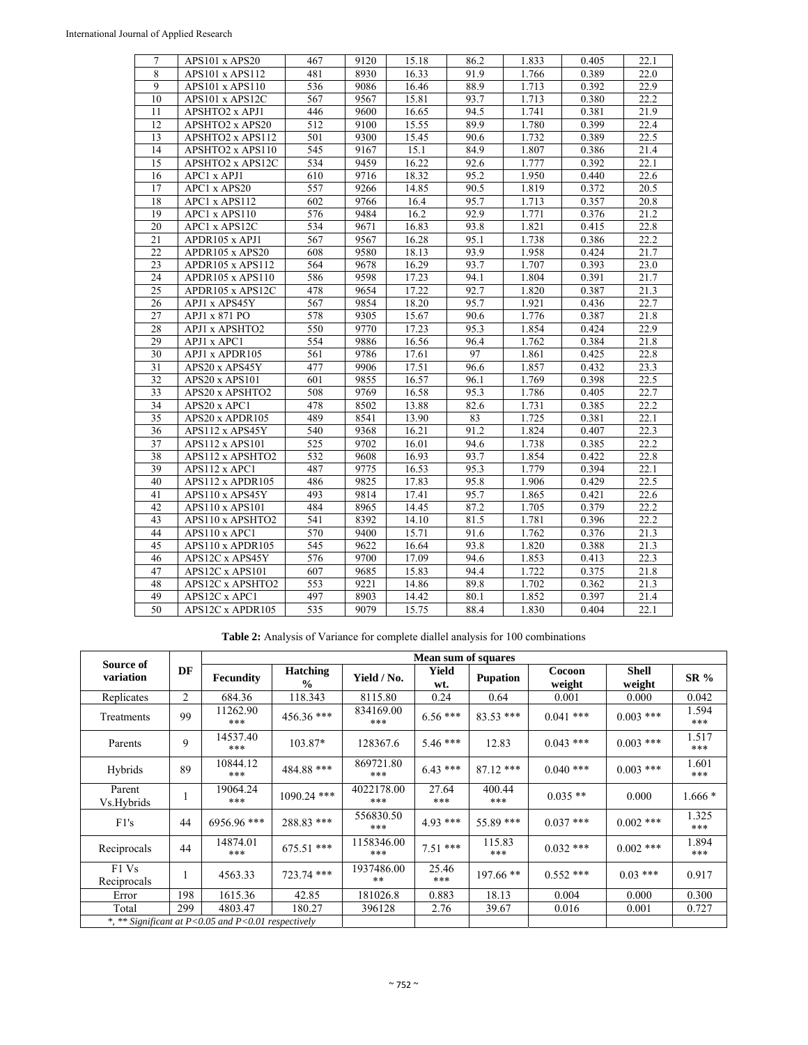| 7 | APS101 x APS20 | 467 | 9120 | 15.18 | 86.2 | 1.833 | 0.405 | 22.1 |
|---|---|---|---|---|---|---|---|---|
| 8 | APS101 x APS112 | 481 | 8930 | 16.33 | 91.9 | 1.766 | 0.389 | 22.0 |
| 9 | APS101 x APS110 | 536 | 9086 | 16.46 | 88.9 | 1.713 | 0.392 | 22.9 |
| 10 | APS101 x APS12C | 567 | 9567 | 15.81 | 93.7 | 1.713 | 0.380 | 22.2 |
| 11 | APSHTO2 x APJ1 | 446 | 9600 | 16.65 | 94.5 | 1.741 | 0.381 | 21.9 |
| 12 | APSHTO2 x APS20 | 512 | 9100 | 15.55 | 89.9 | 1.780 | 0.399 | 22.4 |
| 13 | APSHTO2 x APS112 | 501 | 9300 | 15.45 | 90.6 | 1.732 | 0.389 | 22.5 |
| 14 | APSHTO2 x APS110 | 545 | 9167 | 15.1 | 84.9 | 1.807 | 0.386 | 21.4 |
| 15 | APSHTO2 x APS12C | 534 | 9459 | 16.22 | 92.6 | 1.777 | 0.392 | 22.1 |
| 16 | APC1 x APJ1 | 610 | 9716 | 18.32 | 95.2 | 1.950 | 0.440 | 22.6 |
| 17 | APC1 x APS20 | 557 | 9266 | 14.85 | 90.5 | 1.819 | 0.372 | 20.5 |
| 18 | APC1 x APS112 | 602 | 9766 | 16.4 | 95.7 | 1.713 | 0.357 | 20.8 |
| 19 | APC1 x APS110 | 576 | 9484 | 16.2 | 92.9 | 1.771 | 0.376 | 21.2 |
| 20 | APC1 x APS12C | 534 | 9671 | 16.83 | 93.8 | 1.821 | 0.415 | 22.8 |
| 21 | APDR105 x APJ1 | 567 | 9567 | 16.28 | 95.1 | 1.738 | 0.386 | 22.2 |
| 22 | APDR105 x APS20 | 608 | 9580 | 18.13 | 93.9 | 1.958 | 0.424 | 21.7 |
| 23 | APDR105 x APS112 | 564 | 9678 | 16.29 | 93.7 | 1.707 | 0.393 | 23.0 |
| 24 | APDR105 x APS110 | 586 | 9598 | 17.23 | 94.1 | 1.804 | 0.391 | 21.7 |
| 25 | APDR105 x APS12C | 478 | 9654 | 17.22 | 92.7 | 1.820 | 0.387 | 21.3 |
| 26 | APJ1 x APS45Y | 567 | 9854 | 18.20 | 95.7 | 1.921 | 0.436 | 22.7 |
| 27 | APJ1 x 871 PO | 578 | 9305 | 15.67 | 90.6 | 1.776 | 0.387 | 21.8 |
| 28 | APJ1 x APSHTO2 | 550 | 9770 | 17.23 | 95.3 | 1.854 | 0.424 | 22.9 |
| 29 | APJ1 x APC1 | 554 | 9886 | 16.56 | 96.4 | 1.762 | 0.384 | 21.8 |
| 30 | APJ1 x APDR105 | 561 | 9786 | 17.61 | 97 | 1.861 | 0.425 | 22.8 |
| 31 | APS20 x APS45Y | 477 | 9906 | 17.51 | 96.6 | 1.857 | 0.432 | 23.3 |
| 32 | APS20 x APS101 | 601 | 9855 | 16.57 | 96.1 | 1.769 | 0.398 | 22.5 |
| 33 | APS20 x APSHTO2 | 508 | 9769 | 16.58 | 95.3 | 1.786 | 0.405 | 22.7 |
| 34 | APS20 x APC1 | 478 | 8502 | 13.88 | 82.6 | 1.731 | 0.385 | 22.2 |
| 35 | APS20 x APDR105 | 489 | 8541 | 13.90 | 83 | 1.725 | 0.381 | 22.1 |
| 36 | APS112 x APS45Y | 540 | 9368 | 16.21 | 91.2 | 1.824 | 0.407 | 22.3 |
| 37 | APS112 x APS101 | 525 | 9702 | 16.01 | 94.6 | 1.738 | 0.385 | 22.2 |
| 38 | APS112 x APSHTO2 | 532 | 9608 | 16.93 | 93.7 | 1.854 | 0.422 | 22.8 |
| 39 | APS112 x APC1 | 487 | 9775 | 16.53 | 95.3 | 1.779 | 0.394 | 22.1 |
| 40 | APS112 x APDR105 | 486 | 9825 | 17.83 | 95.8 | 1.906 | 0.429 | 22.5 |
| 41 | APS110 x APS45Y | 493 | 9814 | 17.41 | 95.7 | 1.865 | 0.421 | 22.6 |
| 42 | APS110 x APS101 | 484 | 8965 | 14.45 | 87.2 | 1.705 | 0.379 | 22.2 |
| 43 | APS110 x APSHTO2 | 541 | 8392 | 14.10 | 81.5 | 1.781 | 0.396 | 22.2 |
| 44 | APS110 x APC1 | 570 | 9400 | 15.71 | 91.6 | 1.762 | 0.376 | 21.3 |
| 45 | APS110 x APDR105 | 545 | 9622 | 16.64 | 93.8 | 1.820 | 0.388 | 21.3 |
| 46 | APS12C x APS45Y | 576 | 9700 | 17.09 | 94.6 | 1.853 | 0.413 | 22.3 |
| 47 | APS12C x APS101 | 607 | 9685 | 15.83 | 94.4 | 1.722 | 0.375 | 21.8 |
| 48 | APS12C x APSHTO2 | 553 | 9221 | 14.86 | 89.8 | 1.702 | 0.362 | 21.3 |
| 49 | APS12C x APC1 | 497 | 8903 | 14.42 | 80.1 | 1.852 | 0.397 | 21.4 |
| 50 | APS12C x APDR105 | 535 | 9079 | 15.75 | 88.4 | 1.830 | 0.404 | 22.1 |

**Table 2:** Analysis of Variance for complete diallel analysis for 100 combinations

| Source of variation | DF | Mean sum of squares | | | | | | | |
|---|---|---|---|---|---|---|---|---|---|
| | | Fecundity | Hatching % | Yield / No. | Yield wt. | Pupation | Cocoon weight | Shell weight | SR % |
| Replicates | 2 | 684.36 | 118.343 | 8115.80 | 0.24 | 0.64 | 0.001 | 0.000 | 0.042 |
| Treatments | 99 | 11262.90 *** | 456.36 *** | 834169.00 *** | 6.56 *** | 83.53 *** | 0.041 *** | 0.003 *** | 1.594 *** |
| Parents | 9 | 14537.40 *** | 103.87* | 128367.6 | 5.46 *** | 12.83 | 0.043 *** | 0.003 *** | 1.517 *** |
| Hybrids | 89 | 10844.12 *** | 484.88 *** | 869721.80 *** | 6.43 *** | 87.12 *** | 0.040 *** | 0.003 *** | 1.601 *** |
| Parent Vs.Hybrids | 1 | 19064.24 *** | 1090.24 *** | 4022178.00 *** | 27.64 *** | 400.44 *** | 0.035 ** | 0.000 | 1.666 * |
| F1's | 44 | 6956.96 *** | 288.83 *** | 556830.50 *** | 4.93 *** | 55.89 *** | 0.037 *** | 0.002 *** | 1.325 *** |
| Reciprocals | 44 | 14874.01 *** | 675.51 *** | 1158346.00 *** | 7.51 *** | 115.83 *** | 0.032 *** | 0.002 *** | 1.894 *** |
| F1 Vs Reciprocals | 1 | 4563.33 | 723.74 *** | 1937486.00 ** | 25.46 *** | 197.66 ** | 0.552 *** | 0.03 *** | 0.917 |
| Error | 198 | 1615.36 | 42.85 | 181026.8 | 0.883 | 18.13 | 0.004 | 0.000 | 0.300 |
| Total | 299 | 4803.47 | 180.27 | 396128 | 2.76 | 39.67 | 0.016 | 0.001 | 0.727 |

*, ** Significant at $P<0.05$ and $P<0.01$ respectively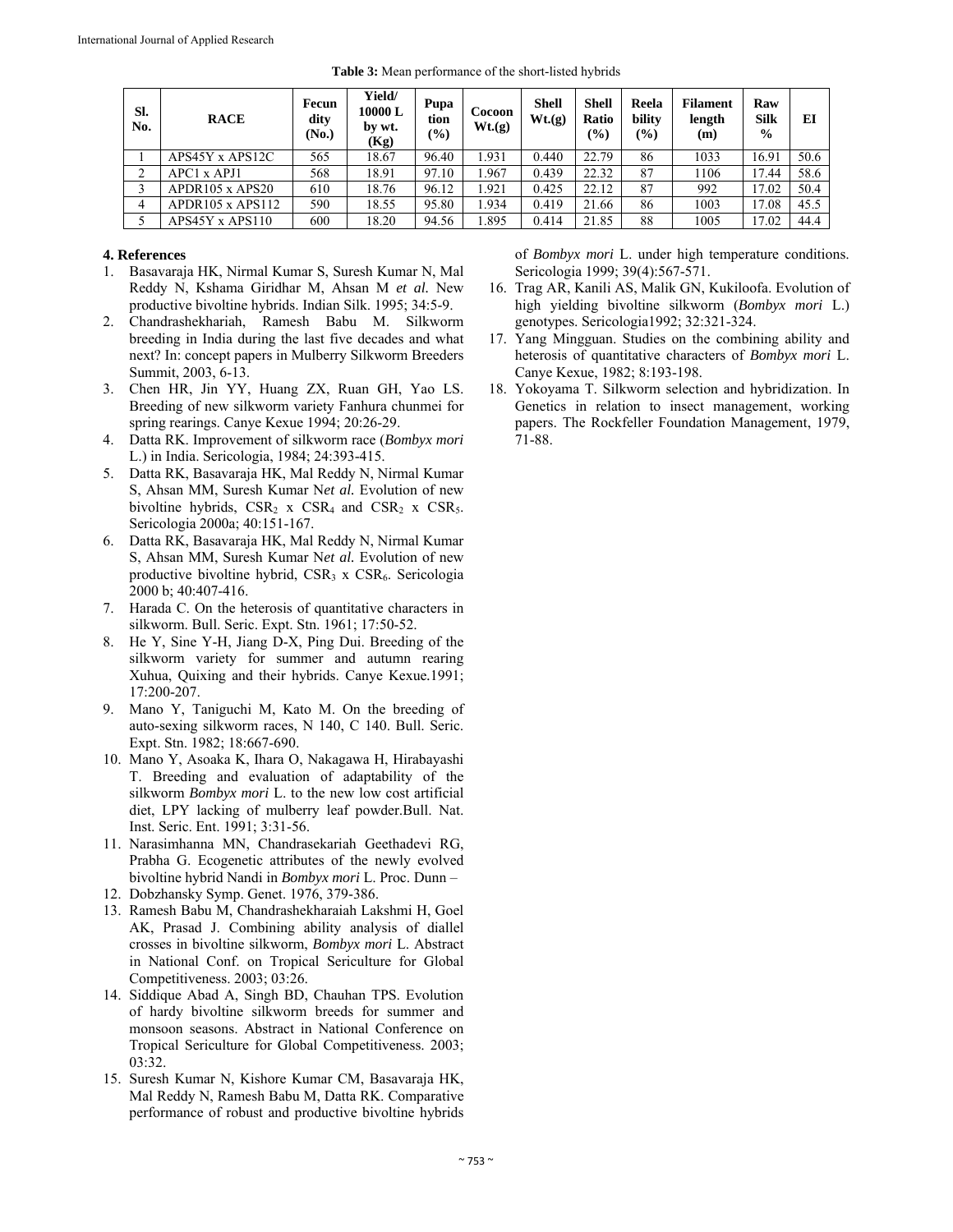**Table 3:** Mean performance of the short-listed hybrids

| Sl. No. | RACE | Fecundity (No.) | Yield/ 10000 L by wt. (Kg) | Pupation (%) | Cocoon Wt.(g) | Shell Wt.(g) | Shell Ratio (%) | Reelability (%) | Filament length (m) | Raw Silk % | EI |
|---|---|---|---|---|---|---|---|---|---|---|---|
| 1 | APS45Y x APS12C | 565 | 18.67 | 96.40 | 1.931 | 0.440 | 22.79 | 86 | 1033 | 16.91 | 50.6 |
| 2 | APC1 x APJ1 | 568 | 18.91 | 97.10 | 1.967 | 0.439 | 22.32 | 87 | 1106 | 17.44 | 58.6 |
| 3 | APDR105 x APS20 | 610 | 18.76 | 96.12 | 1.921 | 0.425 | 22.12 | 87 | 992 | 17.02 | 50.4 |
| 4 | APDR105 x APS112 | 590 | 18.55 | 95.80 | 1.934 | 0.419 | 21.66 | 86 | 1003 | 17.08 | 45.5 |
| 5 | APS45Y x APS110 | 600 | 18.20 | 94.56 | 1.895 | 0.414 | 21.85 | 88 | 1005 | 17.02 | 44.4 |

## 4. References

1. Basavaraja HK, Nirmal Kumar S, Suresh Kumar N, Mal Reddy N, Kshama Giridhar M, Ahsan M *et al.* New productive bivoltine hybrids. Indian Silk. 1995; 34:5-9.
2. Chandrashekhariah, Ramesh Babu M. Silkworm breeding in India during the last five decades and what next? In: concept papers in Mulberry Silkworm Breeders Summit, 2003, 6-13.
3. Chen HR, Jin YY, Huang ZX, Ruan GH, Yao LS. Breeding of new silkworm variety Fanhura chunmei for spring rearings. Canye Kexue 1994; 20:26-29.
4. Datta RK. Improvement of silkworm race (*Bombyx mori* L.) in India. Sericologia, 1984; 24:393-415.
5. Datta RK, Basavaraja HK, Mal Reddy N, Nirmal Kumar S, Ahsan MM, Suresh Kumar N*et al.* Evolution of new bivoltine hybrids, $CSR_2$ x $CSR_4$ and $CSR_2$ x $CSR_5$. Sericologia 2000a; 40:151-167.
6. Datta RK, Basavaraja HK, Mal Reddy N, Nirmal Kumar S, Ahsan MM, Suresh Kumar N*et al.* Evolution of new productive bivoltine hybrid, $CSR_3$ x $CSR_6$. Sericologia 2000 b; 40:407-416.
7. Harada C. On the heterosis of quantitative characters in silkworm. Bull. Seric. Expt. Stn. 1961; 17:50-52.
8. He Y, Sine Y-H, Jiang D-X, Ping Dui. Breeding of the silkworm variety for summer and autumn rearing Xuhua, Quixing and their hybrids. Canye Kexue.1991; 17:200-207.
9. Mano Y, Taniguchi M, Kato M. On the breeding of auto-sexing silkworm races, N 140, C 140. Bull. Seric. Expt. Stn. 1982; 18:667-690.
10. Mano Y, Asoaka K, Ihara O, Nakagawa H, Hirabayashi T. Breeding and evaluation of adaptability of the silkworm *Bombyx mori* L. to the new low cost artificial diet, LPY lacking of mulberry leaf powder.Bull. Nat. Inst. Seric. Ent. 1991; 3:31-56.
11. Narasimhanna MN, Chandrasekariah Geethadevi RG, Prabha G. Ecogenetic attributes of the newly evolved bivoltine hybrid Nandi in *Bombyx mori* L. Proc. Dunn –
12. Dobzhansky Symp. Genet. 1976, 379-386.
13. Ramesh Babu M, Chandrashekharaiah Lakshmi H, Goel AK, Prasad J. Combining ability analysis of diallel crosses in bivoltine silkworm, *Bombyx mori* L. Abstract in National Conf. on Tropical Sericulture for Global Competitiveness. 2003; 03:26.
14. Siddique Abad A, Singh BD, Chauhan TPS. Evolution of hardy bivoltine silkworm breeds for summer and monsoon seasons. Abstract in National Conference on Tropical Sericulture for Global Competitiveness. 2003; 03:32.
15. Suresh Kumar N, Kishore Kumar CM, Basavaraja HK, Mal Reddy N, Ramesh Babu M, Datta RK. Comparative performance of robust and productive bivoltine hybrids of *Bombyx mori* L. under high temperature conditions. Sericologia 1999; 39(4):567-571.
16. Trag AR, Kanili AS, Malik GN, Kukiloofa. Evolution of high yielding bivoltine silkworm (*Bombyx mori* L.) genotypes. Sericologia1992; 32:321-324.
17. Yang Mingguan. Studies on the combining ability and heterosis of quantitative characters of *Bombyx mori* L. Canye Kexue, 1982; 8:193-198.
18. Yokoyama T. Silkworm selection and hybridization. In Genetics in relation to insect management, working papers. The Rockfeller Foundation Management, 1979, 71-88.